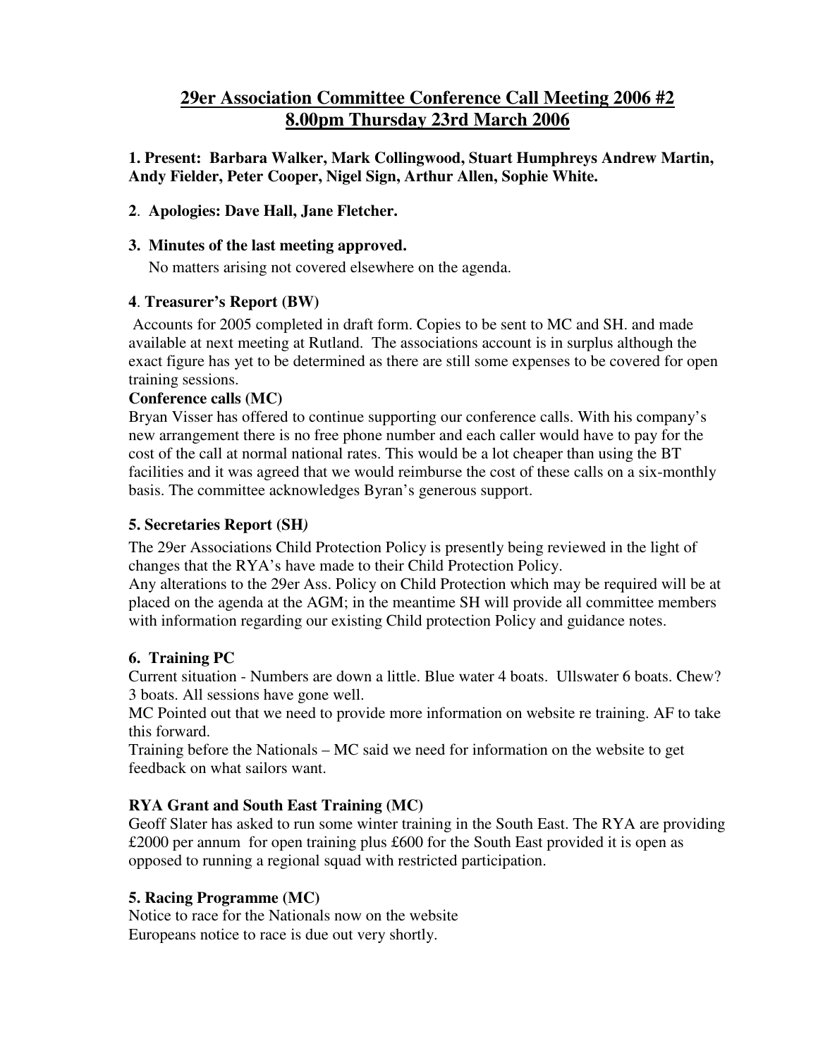# 29er Association Committee Conference Call Meeting 2006 #2
# 8.00pm Thursday 23rd March 2006

**1. Present: Barbara Walker, Mark Collingwood, Stuart Humphreys Andrew Martin, Andy Fielder, Peter Cooper, Nigel Sign, Arthur Allen, Sophie White.**

**2. Apologies: Dave Hall, Jane Fletcher.**

**3. Minutes of the last meeting approved.**

No matters arising not covered elsewhere on the agenda.

**4. Treasurer's Report (BW)**

Accounts for 2005 completed in draft form. Copies to be sent to MC and SH. and made available at next meeting at Rutland. The associations account is in surplus although the exact figure has yet to be determined as there are still some expenses to be covered for open training sessions.

**Conference calls (MC)**

Bryan Visser has offered to continue supporting our conference calls. With his company's new arrangement there is no free phone number and each caller would have to pay for the cost of the call at normal national rates. This would be a lot cheaper than using the BT facilities and it was agreed that we would reimburse the cost of these calls on a six-monthly basis. The committee acknowledges Byran's generous support.

**5. Secretaries Report (SH)**

The 29er Associations Child Protection Policy is presently being reviewed in the light of changes that the RYA's have made to their Child Protection Policy.
Any alterations to the 29er Ass. Policy on Child Protection which may be required will be at placed on the agenda at the AGM; in the meantime SH will provide all committee members with information regarding our existing Child protection Policy and guidance notes.

**6. Training PC**

Current situation - Numbers are down a little. Blue water 4 boats. Ullswater 6 boats. Chew? 3 boats. All sessions have gone well.
MC Pointed out that we need to provide more information on website re training. AF to take this forward.
Training before the Nationals – MC said we need for information on the website to get feedback on what sailors want.

**RYA Grant and South East Training (MC)**

Geoff Slater has asked to run some winter training in the South East. The RYA are providing £2000 per annum for open training plus £600 for the South East provided it is open as opposed to running a regional squad with restricted participation.

**5. Racing Programme (MC)**

Notice to race for the Nationals now on the website
Europeans notice to race is due out very shortly.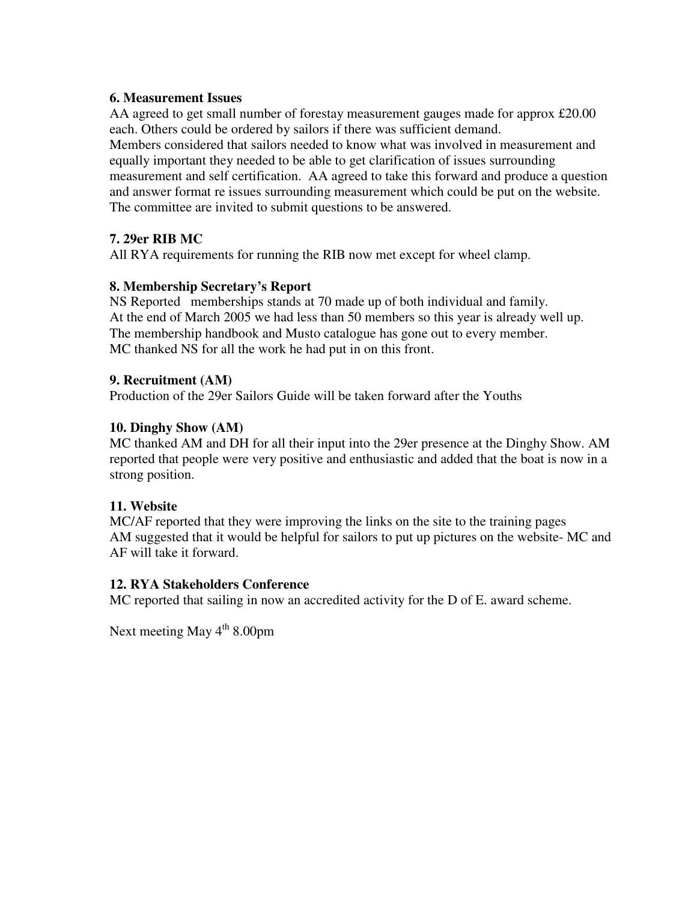**6. Measurement Issues**

AA agreed to get small number of forestay measurement gauges made for approx £20.00 each. Others could be ordered by sailors if there was sufficient demand.
Members considered that sailors needed to know what was involved in measurement and equally important they needed to be able to get clarification of issues surrounding measurement and self certification. AA agreed to take this forward and produce a question and answer format re issues surrounding measurement which could be put on the website. The committee are invited to submit questions to be answered.

**7. 29er RIB MC**

All RYA requirements for running the RIB now met except for wheel clamp.

**8. Membership Secretary's Report**

NS Reported memberships stands at 70 made up of both individual and family.
At the end of March 2005 we had less than 50 members so this year is already well up.
The membership handbook and Musto catalogue has gone out to every member.
MC thanked NS for all the work he had put in on this front.

**9. Recruitment (AM)**

Production of the 29er Sailors Guide will be taken forward after the Youths

**10. Dinghy Show (AM)**

MC thanked AM and DH for all their input into the 29er presence at the Dinghy Show. AM reported that people were very positive and enthusiastic and added that the boat is now in a strong position.

**11. Website**

MC/AF reported that they were improving the links on the site to the training pages
AM suggested that it would be helpful for sailors to put up pictures on the website- MC and AF will take it forward.

**12. RYA Stakeholders Conference**

MC reported that sailing in now an accredited activity for the D of E. award scheme.

Next meeting May 4th 8.00pm